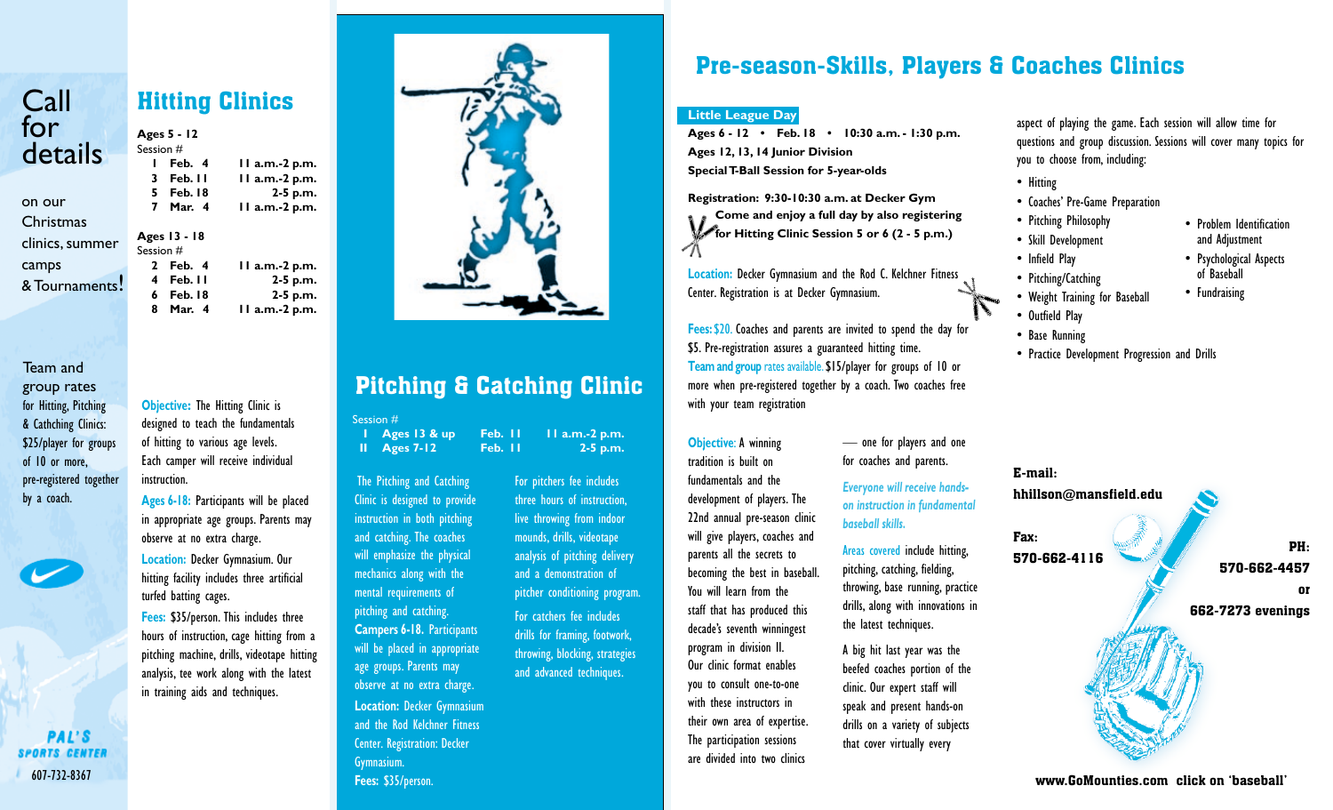# Call for details

on our Christmas clinics, summer camps & Tournaments!

Team and group rates for Hitting, Pitching & Cathching Clinics: $25/player for groups of 10 or more, pre-registered together by a coach.

PAL'S SPORTS CENTER
607-732-8367

## Hitting Clinics

**Ages 5 - 12**

| Session # | | |
|---|---|---|
| **1** | **Feb. 4** | **11 a.m.-2 p.m.** |
| **3** | **Feb. 11** | **11 a.m.-2 p.m.** |
| **5** | **Feb. 18** | **2-5 p.m.** |
| **7** | **Mar. 4** | **11 a.m.-2 p.m.** |

**Ages 13 - 18**

| Session # | | |
|---|---|---|
| **2** | **Feb. 4** | **11 a.m.-2 p.m.** |
| **4** | **Feb. 11** | **2-5 p.m.** |
| **6** | **Feb. 18** | **2-5 p.m.** |
| **8** | **Mar. 4** | **11 a.m.-2 p.m.** |

**Objective:** The Hitting Clinic is designed to teach the fundamentals of hitting to various age levels. Each camper will receive individual instruction.

**Ages 6-18:** Participants will be placed in appropriate age groups. Parents may observe at no extra charge.

**Location:** Decker Gymnasium. Our hitting facility includes three artificial turfed batting cages.

**Fees:** $35/person. This includes three hours of instruction, cage hitting from a pitching machine, drills, videotape hitting analysis, tee work along with the latest in training aids and techniques.

## Pitching & Catching Clinic

| Session # | | | |
|---|---|---|---|
| **I** | **Ages 13 & up** | **Feb. 11** | **11 a.m.-2 p.m.** |
| **II** | **Ages 7-12** | **Feb. 11** | **2-5 p.m.** |

The Pitching and Catching Clinic is designed to provide instruction in both pitching and catching. The coaches will emphasize the physical mechanics along with the mental requirements of pitching and catching.

**Campers 6-18.** Participants will be placed in appropriate age groups. Parents may observe at no extra charge.

**Location:** Decker Gymnasium and the Rod Kelchner Fitness Center. Registration: Decker Gymnasium.

**Fees:** $35/person.

For pitchers fee includes three hours of instruction, live throwing from indoor mounds, drills, videotape analysis of pitching delivery and a demonstration of pitcher conditioning program.

For catchers fee includes drills for framing, footwork, throwing, blocking, strategies and advanced techniques.

## Pre-season-Skills, Players & Coaches Clinics

**Little League Day**

**Ages 6 - 12 • Feb. 18 • 10:30 a.m. - 1:30 p.m.**
**Ages 12, 13, 14 Junior Division**
**Special T-Ball Session for 5-year-olds**

**Registration: 9:30-10:30 a.m. at Decker Gym**
**Come and enjoy a full day by also registering for Hitting Clinic Session 5 or 6 (2 - 5 p.m.)**

**Location:** Decker Gymnasium and the Rod C. Kelchner Fitness Center. Registration is at Decker Gymnasium.

**Fees:** $20. Coaches and parents are invited to spend the day for $5. Pre-registration assures a guaranteed hitting time.

**Team and group** rates available. $15/player for groups of 10 or more when pre-registered together by a coach. Two coaches free with your team registration

**Objective:** A winning tradition is built on fundamentals and the development of players. The 22nd annual pre-season clinic will give players, coaches and parents all the secrets to becoming the best in baseball. You will learn from the staff that has produced this decade's seventh winningest program in division II. Our clinic format enables you to consult one-to-one with these instructors in their own area of expertise. The participation sessions are divided into two clinics — one for players and one for coaches and parents.

*Everyone will receive hands-on instruction in fundamental baseball skills.*

**Areas covered** include hitting, pitching, catching, fielding, throwing, base running, practice drills, along with innovations in the latest techniques.

A big hit last year was the beefed coaches portion of the clinic. Our expert staff will speak and present hands-on drills on a variety of subjects that cover virtually every aspect of playing the game. Each session will allow time for questions and group discussion. Sessions will cover many topics for you to choose from, including:

- Hitting
- Coaches' Pre-Game Preparation
- Pitching Philosophy
- Skill Development
- Infield Play
- Pitching/Catching
- Weight Training for Baseball
- Outfield Play
- Base Running
- Practice Development Progression and Drills
- Problem Identification and Adjustment
- Psychological Aspects of Baseball
- Fundraising

**E-mail:**
**hhillson@mansfield.edu**

**Fax:**
**570-662-4116**

**PH:**
**570-662-4457**
**or**
**662-7273 evenings**

**www.GoMounties.com click on 'baseball'**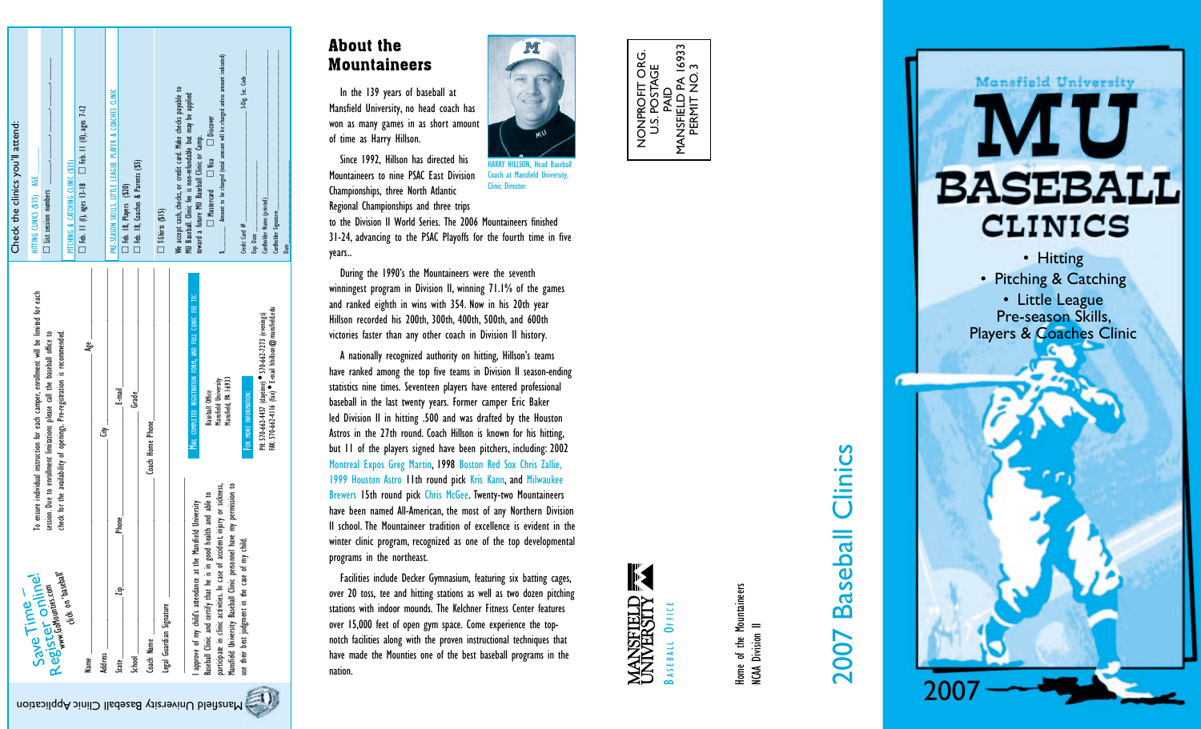Mansfield University Baseball Clinic Application

Save Time – Register online!
www.GoMounties.com
click on "baseball"

To ensure individual instruction for each camper, enrollment will be limited for each session. Due to enrollment limitations please call the baseball office to check for the availability of openings. Pre-registration is recommended.

Name ______________________________ Age ______

Address ______________________________ City ______________________________

State ______ Zip ______ Phone ______________ E-mail ______________

School ______________________________ Grade ______

Coach Name ______________________________ Coach Home Phone ______________

Legal Guardian Signature ______________________________

I approve of my child's attendance at the Mansfield University Baseball Clinic and certify that he is in good health and able to participate in clinic activities. In case of accident, injury or sickness, Mansfield University Baseball Clinic personnel have my permission to use their best judgment in the case of my child.

MAIL COMPLETED REGISTRATION FORM, AND FULL CLINIC FEE TO:

Baseball Office
Mansfield University
Mansfield, PA 16933

FOR MORE INFORMATION:

PH: 570-662-4457 (daytime) • 570-662-7273 (evenings)
FAX: 570-662-4116 (fax) • E-mail hhillson@mansfield.edu

## Check the clinics you'll attend:

HITTING CLINICS ($35) AGE ______

☐ List session numbers ______ ______ ______ ______ ______

PITCHING & CATCHING CLINIC ($35)

☐ Feb. 11 (I), ages 13-18 ☐ Feb. 11 (II), ages 7-12

PRE-SEASON SKILLS, LITTLE LEAGUE PLAYER & COACHES CLINIC

☐ Feb. 18, Players ($20)
☐ Feb. 18, Coaches & Parents ($5)

☐ T-Shirts ($15)

We accept cash, checks, or credit card. Make checks payable to MU Baseball. Clinic fee is non-refundable but may be applied toward a future MU Baseball Clinic or Camp.

☐ Mastercard ☐ Visa ☐ Discover

$______ Amount to be charged (total amount will be charged unless amount indicated)

Credit Card # ______________________________ 3-Dig. Sec. Code ______

Exp. Date ______________________________

Cardholder Name (print) ______________________________

Cardholder Signature ______________________________

Date ______________________________

## About the Mountaineers

In the 139 years of baseball at Mansfield University, no head coach has won as many games in as short amount of time as Harry Hillson.

HARRY HILLSON, Head Baseball Coach at Mansfield University, Clinic Director.

Since 1992, Hillson has directed his Mountaineers to nine PSAC East Division Championships, three North Atlantic Regional Championships and three trips to the Division II World Series. The 2006 Mountaineers finished 31-24, advancing to the PSAC Playoffs for the fourth time in five years..

During the 1990's the Mountaineers were the seventh winningest program in Division II, winning 71.1% of the games and ranked eighth in wins with 354. Now in his 20th year Hillson recorded his 200th, 300th, 400th, 500th, and 600th victories faster than any other coach in Division II history.

A nationally recognized authority on hitting, Hillson's teams have ranked among the top five teams in Division II season-ending statistics nine times. Seventeen players have entered professional baseball in the last twenty years. Former camper Eric Baker led Division II in hitting .500 and was drafted by the Houston Astros in the 27th round. Coach Hillson is known for his hitting, but 11 of the players signed have been pitchers, including: 2002 Montreal Expos Greg Martin, 1998 Boston Red Sox Chris Zallie, 1999 Houston Astro 11th round pick Kris Kann, and Milwaukee Brewers 15th round pick Chris McGee. Twenty-two Mountaineers have been named All-American, the most of any Northern Division II school. The Mountaineer tradition of excellence is evident in the winter clinic program, recognized as one of the top developmental programs in the northeast.

Facilities include Decker Gymnasium, featuring six batting cages, over 20 toss, tee and hitting stations as well as two dozen pitching stations with indoor mounds. The Kelchner Fitness Center features over 15,000 feet of open gym space. Come experience the top-notch facilities along with the proven instructional techniques that have made the Mounties one of the best baseball programs in the nation.

NONPROFIT ORG.
U.S. POSTAGE
PAID
MANSFIELD PA 16933
PERMIT NO. 3

MANSFIELD UNIVERSITY
BASEBALL OFFICE

Home of the Mountaineers
NCAA Division II

2007 Baseball Clinics

# Mansfield University MU BASEBALL CLINICS

- Hitting
- Pitching & Catching
- Little League Pre-season Skills, Players & Coaches Clinic

2007